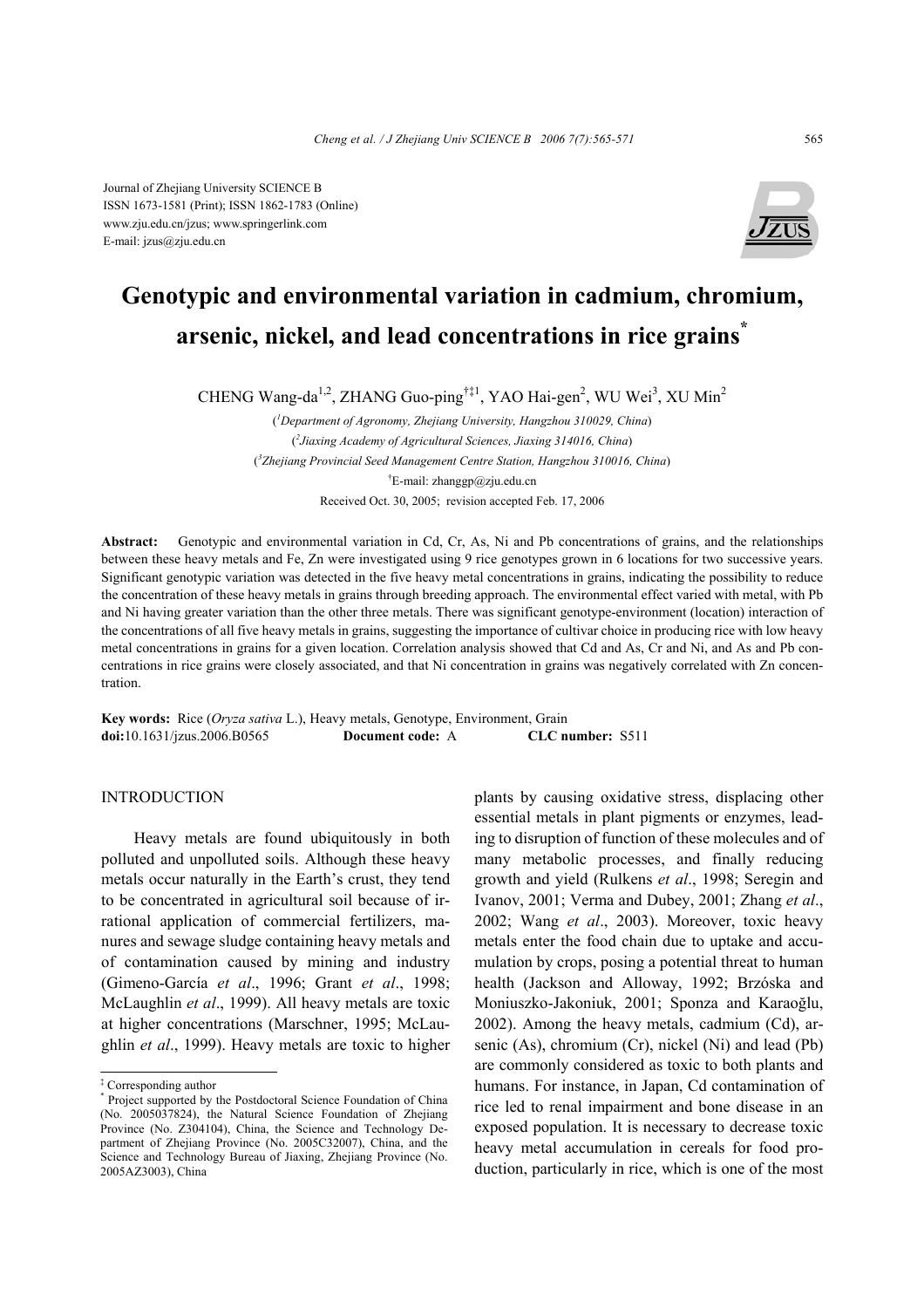Journal of Zhejiang University SCIENCE B
ISSN 1673-1581 (Print); ISSN 1862-1783 (Online)
www.zju.edu.cn/jzus; www.springerlink.com
E-mail: jzus@zju.edu.cn

# Genotypic and environmental variation in cadmium, chromium, arsenic, nickel, and lead concentrations in rice grains*

CHENG Wang-da[1,2], ZHANG Guo-ping[†‡1], YAO Hai-gen[2], WU Wei[3], XU Min[2]

([1]*Department of Agronomy, Zhejiang University, Hangzhou 310029, China*)

([2]*Jiaxing Academy of Agricultural Sciences, Jiaxing 314016, China*)

([3]*Zhejiang Provincial Seed Management Centre Station, Hangzhou 310016, China*)

[†]E-mail: zhanggp@zju.edu.cn

Received Oct. 30, 2005; revision accepted Feb. 17, 2006

**Abstract:** Genotypic and environmental variation in Cd, Cr, As, Ni and Pb concentrations of grains, and the relationships between these heavy metals and Fe, Zn were investigated using 9 rice genotypes grown in 6 locations for two successive years. Significant genotypic variation was detected in the five heavy metal concentrations in grains, indicating the possibility to reduce the concentration of these heavy metals in grains through breeding approach. The environmental effect varied with metal, with Pb and Ni having greater variation than the other three metals. There was significant genotype-environment (location) interaction of the concentrations of all five heavy metals in grains, suggesting the importance of cultivar choice in producing rice with low heavy metal concentrations in grains for a given location. Correlation analysis showed that Cd and As, Cr and Ni, and As and Pb concentrations in rice grains were closely associated, and that Ni concentration in grains was negatively correlated with Zn concentration.

**Key words:** Rice (*Oryza sativa* L.), Heavy metals, Genotype, Environment, Grain
**doi:**10.1631/jzus.2006.B0565 **Document code:** A **CLC number:** S511

## INTRODUCTION

Heavy metals are found ubiquitously in both polluted and unpolluted soils. Although these heavy metals occur naturally in the Earth's crust, they tend to be concentrated in agricultural soil because of irrational application of commercial fertilizers, manures and sewage sludge containing heavy metals and of contamination caused by mining and industry (Gimeno-García *et al*., 1996; Grant *et al*., 1998; McLaughlin *et al*., 1999). All heavy metals are toxic at higher concentrations (Marschner, 1995; McLaughlin *et al*., 1999). Heavy metals are toxic to higher plants by causing oxidative stress, displacing other essential metals in plant pigments or enzymes, leading to disruption of function of these molecules and of many metabolic processes, and finally reducing growth and yield (Rulkens *et al*., 1998; Seregin and Ivanov, 2001; Verma and Dubey, 2001; Zhang *et al*., 2002; Wang *et al*., 2003). Moreover, toxic heavy metals enter the food chain due to uptake and accumulation by crops, posing a potential threat to human health (Jackson and Alloway, 1992; Brzóska and Moniuszko-Jakoniuk, 2001; Sponza and Karaoğlu, 2002). Among the heavy metals, cadmium (Cd), arsenic (As), chromium (Cr), nickel (Ni) and lead (Pb) are commonly considered as toxic to both plants and humans. For instance, in Japan, Cd contamination of rice led to renal impairment and bone disease in an exposed population. It is necessary to decrease toxic heavy metal accumulation in cereals for food production, particularly in rice, which is one of the most

---

‡ Corresponding author

\* Project supported by the Postdoctoral Science Foundation of China (No. 2005037824), the Natural Science Foundation of Zhejiang Province (No. Z304104), China, the Science and Technology Department of Zhejiang Province (No. 2005C32007), China, and the Science and Technology Bureau of Jiaxing, Zhejiang Province (No. 2005AZ3003), China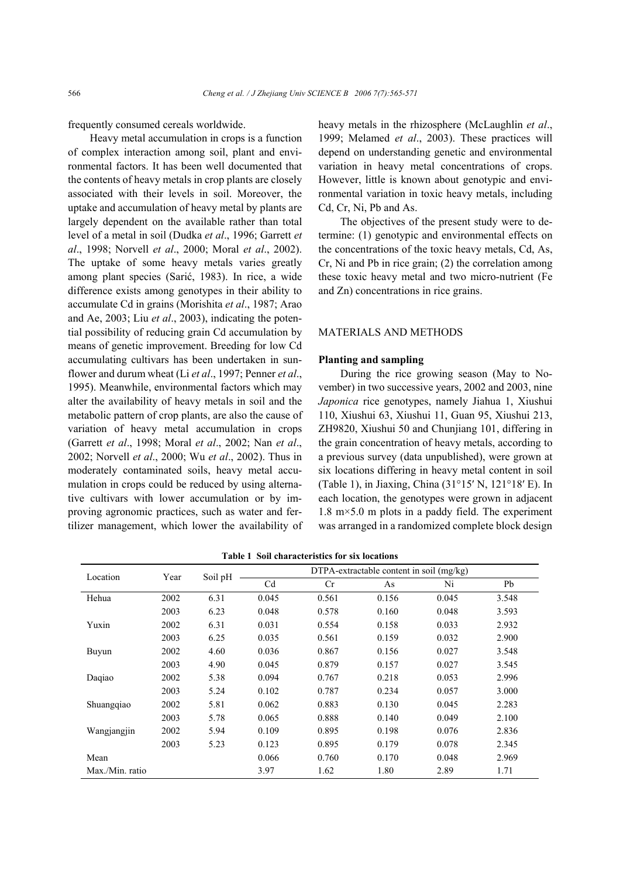frequently consumed cereals worldwide.

Heavy metal accumulation in crops is a function of complex interaction among soil, plant and environmental factors. It has been well documented that the contents of heavy metals in crop plants are closely associated with their levels in soil. Moreover, the uptake and accumulation of heavy metal by plants are largely dependent on the available rather than total level of a metal in soil (Dudka *et al*., 1996; Garrett *et al*., 1998; Norvell *et al*., 2000; Moral *et al*., 2002). The uptake of some heavy metals varies greatly among plant species (Sarić, 1983). In rice, a wide difference exists among genotypes in their ability to accumulate Cd in grains (Morishita *et al*., 1987; Arao and Ae, 2003; Liu *et al*., 2003), indicating the potential possibility of reducing grain Cd accumulation by means of genetic improvement. Breeding for low Cd accumulating cultivars has been undertaken in sunflower and durum wheat (Li *et al*., 1997; Penner *et al*., 1995). Meanwhile, environmental factors which may alter the availability of heavy metals in soil and the metabolic pattern of crop plants, are also the cause of variation of heavy metal accumulation in crops (Garrett *et al*., 1998; Moral *et al*., 2002; Nan *et al*., 2002; Norvell *et al*., 2000; Wu *et al*., 2002). Thus in moderately contaminated soils, heavy metal accumulation in crops could be reduced by using alternative cultivars with lower accumulation or by improving agronomic practices, such as water and fertilizer management, which lower the availability of heavy metals in the rhizosphere (McLaughlin *et al*., 1999; Melamed *et al*., 2003). These practices will depend on understanding genetic and environmental variation in heavy metal concentrations of crops. However, little is known about genotypic and environmental variation in toxic heavy metals, including Cd, Cr, Ni, Pb and As.

The objectives of the present study were to determine: (1) genotypic and environmental effects on the concentrations of the toxic heavy metals, Cd, As, Cr, Ni and Pb in rice grain; (2) the correlation among these toxic heavy metal and two micro-nutrient (Fe and Zn) concentrations in rice grains.

## MATERIALS AND METHODS

### Planting and sampling

During the rice growing season (May to November) in two successive years, 2002 and 2003, nine *Japonica* rice genotypes, namely Jiahua 1, Xiushui 110, Xiushui 63, Xiushui 11, Guan 95, Xiushui 213, ZH9820, Xiushui 50 and Chunjiang 101, differing in the grain concentration of heavy metals, according to a previous survey (data unpublished), were grown at six locations differing in heavy metal content in soil (Table 1), in Jiaxing, China (31°15′ N, 121°18′ E). In each location, the genotypes were grown in adjacent 1.8 m×5.0 m plots in a paddy field. The experiment was arranged in a randomized complete block design

**Table 1 Soil characteristics for six locations**

| Location | Year | Soil pH | DTPA-extractable content in soil (mg/kg) | | | | |
|---|---|---|---|---|---|---|---|
| | | | Cd | Cr | As | Ni | Pb |
| Hehua | 2002 | 6.31 | 0.045 | 0.561 | 0.156 | 0.045 | 3.548 |
| | 2003 | 6.23 | 0.048 | 0.578 | 0.160 | 0.048 | 3.593 |
| Yuxin | 2002 | 6.31 | 0.031 | 0.554 | 0.158 | 0.033 | 2.932 |
| | 2003 | 6.25 | 0.035 | 0.561 | 0.159 | 0.032 | 2.900 |
| Buyun | 2002 | 4.60 | 0.036 | 0.867 | 0.156 | 0.027 | 3.548 |
| | 2003 | 4.90 | 0.045 | 0.879 | 0.157 | 0.027 | 3.545 |
| Daqiao | 2002 | 5.38 | 0.094 | 0.767 | 0.218 | 0.053 | 2.996 |
| | 2003 | 5.24 | 0.102 | 0.787 | 0.234 | 0.057 | 3.000 |
| Shuangqiao | 2002 | 5.81 | 0.062 | 0.883 | 0.130 | 0.045 | 2.283 |
| | 2003 | 5.78 | 0.065 | 0.888 | 0.140 | 0.049 | 2.100 |
| Wangjangjin | 2002 | 5.94 | 0.109 | 0.895 | 0.198 | 0.076 | 2.836 |
| | 2003 | 5.23 | 0.123 | 0.895 | 0.179 | 0.078 | 2.345 |
| Mean | | | 0.066 | 0.760 | 0.170 | 0.048 | 2.969 |
| Max./Min. ratio | | | 3.97 | 1.62 | 1.80 | 2.89 | 1.71 |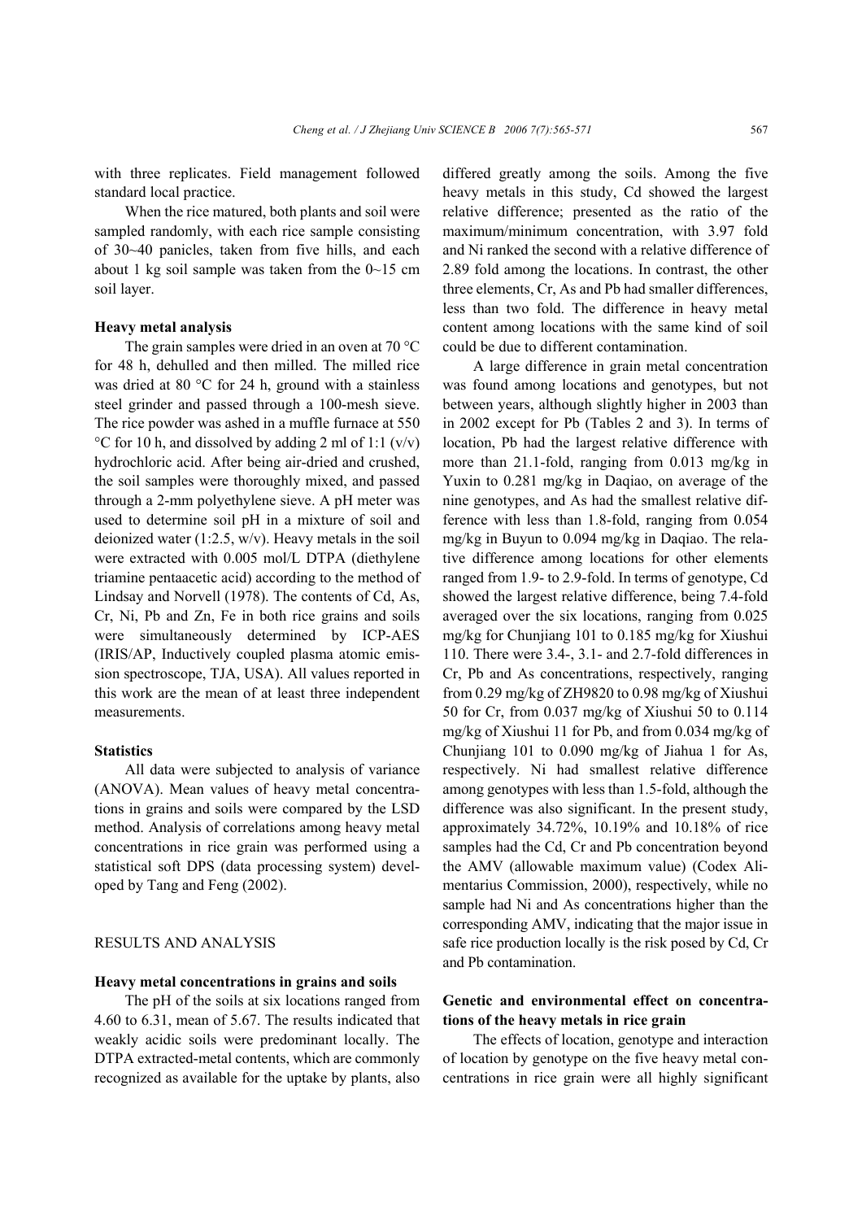with three replicates. Field management followed standard local practice.

When the rice matured, both plants and soil were sampled randomly, with each rice sample consisting of 30~40 panicles, taken from five hills, and each about 1 kg soil sample was taken from the 0~15 cm soil layer.

### Heavy metal analysis

The grain samples were dried in an oven at 70 °C for 48 h, dehulled and then milled. The milled rice was dried at 80 °C for 24 h, ground with a stainless steel grinder and passed through a 100-mesh sieve. The rice powder was ashed in a muffle furnace at 550 °C for 10 h, and dissolved by adding 2 ml of 1:1 (v/v) hydrochloric acid. After being air-dried and crushed, the soil samples were thoroughly mixed, and passed through a 2-mm polyethylene sieve. A pH meter was used to determine soil pH in a mixture of soil and deionized water (1:2.5, w/v). Heavy metals in the soil were extracted with 0.005 mol/L DTPA (diethylene triamine pentaacetic acid) according to the method of Lindsay and Norvell (1978). The contents of Cd, As, Cr, Ni, Pb and Zn, Fe in both rice grains and soils were simultaneously determined by ICP-AES (IRIS/AP, Inductively coupled plasma atomic emission spectroscope, TJA, USA). All values reported in this work are the mean of at least three independent measurements.

### Statistics

All data were subjected to analysis of variance (ANOVA). Mean values of heavy metal concentrations in grains and soils were compared by the LSD method. Analysis of correlations among heavy metal concentrations in rice grain was performed using a statistical soft DPS (data processing system) developed by Tang and Feng (2002).

## RESULTS AND ANALYSIS

### Heavy metal concentrations in grains and soils

The pH of the soils at six locations ranged from 4.60 to 6.31, mean of 5.67. The results indicated that weakly acidic soils were predominant locally. The DTPA extracted-metal contents, which are commonly recognized as available for the uptake by plants, also differed greatly among the soils. Among the five heavy metals in this study, Cd showed the largest relative difference; presented as the ratio of the maximum/minimum concentration, with 3.97 fold and Ni ranked the second with a relative difference of 2.89 fold among the locations. In contrast, the other three elements, Cr, As and Pb had smaller differences, less than two fold. The difference in heavy metal content among locations with the same kind of soil could be due to different contamination.

A large difference in grain metal concentration was found among locations and genotypes, but not between years, although slightly higher in 2003 than in 2002 except for Pb (Tables 2 and 3). In terms of location, Pb had the largest relative difference with more than 21.1-fold, ranging from 0.013 mg/kg in Yuxin to 0.281 mg/kg in Daqiao, on average of the nine genotypes, and As had the smallest relative difference with less than 1.8-fold, ranging from 0.054 mg/kg in Buyun to 0.094 mg/kg in Daqiao. The relative difference among locations for other elements ranged from 1.9- to 2.9-fold. In terms of genotype, Cd showed the largest relative difference, being 7.4-fold averaged over the six locations, ranging from 0.025 mg/kg for Chunjiang 101 to 0.185 mg/kg for Xiushui 110. There were 3.4-, 3.1- and 2.7-fold differences in Cr, Pb and As concentrations, respectively, ranging from 0.29 mg/kg of ZH9820 to 0.98 mg/kg of Xiushui 50 for Cr, from 0.037 mg/kg of Xiushui 50 to 0.114 mg/kg of Xiushui 11 for Pb, and from 0.034 mg/kg of Chunjiang 101 to 0.090 mg/kg of Jiahua 1 for As, respectively. Ni had smallest relative difference among genotypes with less than 1.5-fold, although the difference was also significant. In the present study, approximately 34.72%, 10.19% and 10.18% of rice samples had the Cd, Cr and Pb concentration beyond the AMV (allowable maximum value) (Codex Alimentarius Commission, 2000), respectively, while no sample had Ni and As concentrations higher than the corresponding AMV, indicating that the major issue in safe rice production locally is the risk posed by Cd, Cr and Pb contamination.

### Genetic and environmental effect on concentrations of the heavy metals in rice grain

The effects of location, genotype and interaction of location by genotype on the five heavy metal concentrations in rice grain were all highly significant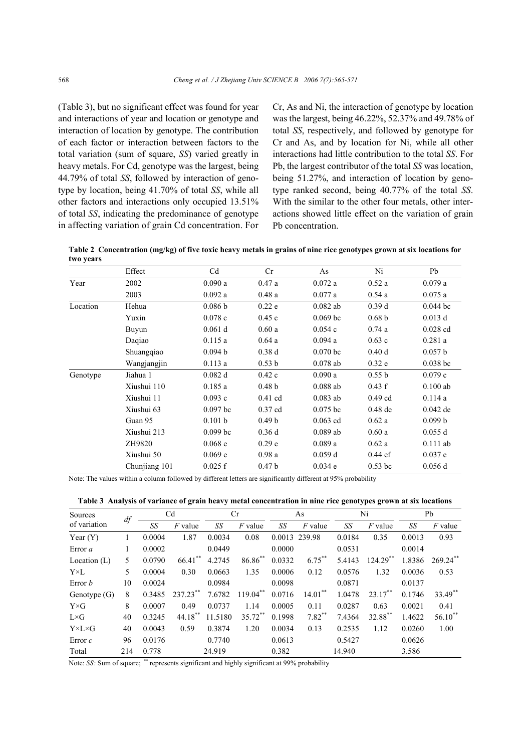(Table 3), but no significant effect was found for year and interactions of year and location or genotype and interaction of location by genotype. The contribution of each factor or interaction between factors to the total variation (sum of square, *SS*) varied greatly in heavy metals. For Cd, genotype was the largest, being 44.79% of total *SS*, followed by interaction of genotype by location, being 41.70% of total *SS*, while all other factors and interactions only occupied 13.51% of total *SS*, indicating the predominance of genotype in affecting variation of grain Cd concentration. For Cr, As and Ni, the interaction of genotype by location was the largest, being 46.22%, 52.37% and 49.78% of total *SS*, respectively, and followed by genotype for Cr and As, and by location for Ni, while all other interactions had little contribution to the total *SS*. For Pb, the largest contributor of the total *SS* was location, being 51.27%, and interaction of location by genotype ranked second, being 40.77% of the total *SS*. With the similar to the other four metals, other interactions showed little effect on the variation of grain Pb concentration.

**Table 2 Concentration (mg/kg) of five toxic heavy metals in grains of nine rice genotypes grown at six locations for two years**

| | Effect | Cd | Cr | As | Ni | Pb |
|---|---|---|---|---|---|---|
| Year | 2002 | 0.090 a | 0.47 a | 0.072 a | 0.52 a | 0.079 a |
| | 2003 | 0.092 a | 0.48 a | 0.077 a | 0.54 a | 0.075 a |
| Location | Hehua | 0.086 b | 0.22 e | 0.082 ab | 0.39 d | 0.044 bc |
| | Yuxin | 0.078 c | 0.45 c | 0.069 bc | 0.68 b | 0.013 d |
| | Buyun | 0.061 d | 0.60 a | 0.054 c | 0.74 a | 0.028 cd |
| | Daqiao | 0.115 a | 0.64 a | 0.094 a | 0.63 c | 0.281 a |
| | Shuangqiao | 0.094 b | 0.38 d | 0.070 bc | 0.40 d | 0.057 b |
| | Wangjangjin | 0.113 a | 0.53 b | 0.078 ab | 0.32 e | 0.038 bc |
| Genotype | Jiahua 1 | 0.082 d | 0.42 c | 0.090 a | 0.55 b | 0.079 c |
| | Xiushui 110 | 0.185 a | 0.48 b | 0.088 ab | 0.43 f | 0.100 ab |
| | Xiushui 11 | 0.093 c | 0.41 cd | 0.083 ab | 0.49 cd | 0.114 a |
| | Xiushui 63 | 0.097 bc | 0.37 cd | 0.075 bc | 0.48 de | 0.042 de |
| | Guan 95 | 0.101 b | 0.49 b | 0.063 cd | 0.62 a | 0.099 b |
| | Xiushui 213 | 0.099 bc | 0.36 d | 0.089 ab | 0.60 a | 0.055 d |
| | ZH9820 | 0.068 e | 0.29 e | 0.089 a | 0.62 a | 0.111 ab |
| | Xiushui 50 | 0.069 e | 0.98 a | 0.059 d | 0.44 ef | 0.037 e |
| | Chunjiang 101 | 0.025 f | 0.47 b | 0.034 e | 0.53 bc | 0.056 d |

Note: The values within a column followed by different letters are significantly different at 95% probability

**Table 3 Analysis of variance of grain heavy metal concentration in nine rice genotypes grown at six locations**

| Sources of variation | *df* | Cd | | Cr | | As | | Ni | | Pb | |
|---|---|---|---|---|---|---|---|---|---|---|---|
| | | *SS* | *F* value | *SS* | *F* value | *SS* | *F* value | *SS* | *F* value | *SS* | *F* value |
| Year (Y) | 1 | 0.0004 | 1.87 | 0.0034 | 0.08 | 0.0013 | 239.98 | 0.0184 | 0.35 | 0.0013 | 0.93 |
| Error *a* | 1 | 0.0002 | | 0.0449 | | 0.0000 | | 0.0531 | | 0.0014 | |
| Location (L) | 5 | 0.0790 | 66.41** | 4.2745 | 86.86** | 0.0332 | 6.75** | 5.4143 | 124.29** | 1.8386 | 269.24** |
| Y×L | 5 | 0.0004 | 0.30 | 0.0663 | 1.35 | 0.0006 | 0.12 | 0.0576 | 1.32 | 0.0036 | 0.53 |
| Error *b* | 10 | 0.0024 | | 0.0984 | | 0.0098 | | 0.0871 | | 0.0137 | |
| Genotype (G) | 8 | 0.3485 | 237.23** | 7.6782 | 119.04** | 0.0716 | 14.01** | 1.0478 | 23.17** | 0.1746 | 33.49** |
| Y×G | 8 | 0.0007 | 0.49 | 0.0737 | 1.14 | 0.0005 | 0.11 | 0.0287 | 0.63 | 0.0021 | 0.41 |
| L×G | 40 | 0.3245 | 44.18** | 11.5180 | 35.72** | 0.1998 | 7.82** | 7.4364 | 32.88** | 1.4622 | 56.10** |
| Y×L×G | 40 | 0.0043 | 0.59 | 0.3874 | 1.20 | 0.0034 | 0.13 | 0.2535 | 1.12 | 0.0260 | 1.00 |
| Error *c* | 96 | 0.0176 | | 0.7740 | | 0.0613 | | 0.5427 | | 0.0626 | |
| Total | 214 | 0.778 | | 24.919 | | 0.382 | | 14.940 | | 3.586 | |

Note: *SS:* Sum of square; ** represents significant and highly significant at 99% probability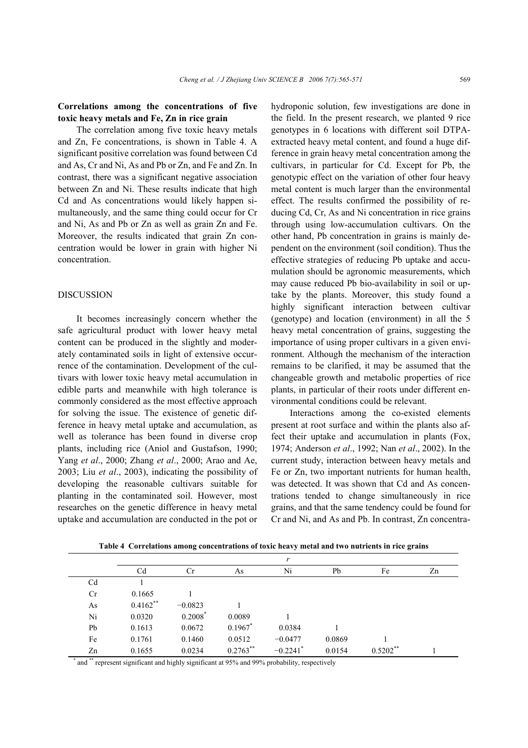**Correlations among the concentrations of five toxic heavy metals and Fe, Zn in rice grain**

The correlation among five toxic heavy metals and Zn, Fe concentrations, is shown in Table 4. A significant positive correlation was found between Cd and As, Cr and Ni, As and Pb or Zn, and Fe and Zn. In contrast, there was a significant negative association between Zn and Ni. These results indicate that high Cd and As concentrations would likely happen simultaneously, and the same thing could occur for Cr and Ni, As and Pb or Zn as well as grain Zn and Fe. Moreover, the results indicated that grain Zn concentration would be lower in grain with higher Ni concentration.

## DISCUSSION

It becomes increasingly concern whether the safe agricultural product with lower heavy metal content can be produced in the slightly and moderately contaminated soils in light of extensive occurrence of the contamination. Development of the cultivars with lower toxic heavy metal accumulation in edible parts and meanwhile with high tolerance is commonly considered as the most effective approach for solving the issue. The existence of genetic difference in heavy metal uptake and accumulation, as well as tolerance has been found in diverse crop plants, including rice (Aniol and Gustafson, 1990; Yang *et al*., 2000; Zhang *et al*., 2000; Arao and Ae, 2003; Liu *et al*., 2003), indicating the possibility of developing the reasonable cultivars suitable for planting in the contaminated soil. However, most researches on the genetic difference in heavy metal uptake and accumulation are conducted in the pot or hydroponic solution, few investigations are done in the field. In the present research, we planted 9 rice genotypes in 6 locations with different soil DTPA-extracted heavy metal content, and found a huge difference in grain heavy metal concentration among the cultivars, in particular for Cd. Except for Pb, the genotypic effect on the variation of other four heavy metal content is much larger than the environmental effect. The results confirmed the possibility of reducing Cd, Cr, As and Ni concentration in rice grains through using low-accumulation cultivars. On the other hand, Pb concentration in grains is mainly dependent on the environment (soil condition). Thus the effective strategies of reducing Pb uptake and accumulation should be agronomic measurements, which may cause reduced Pb bio-availability in soil or uptake by the plants. Moreover, this study found a highly significant interaction between cultivar (genotype) and location (environment) in all the 5 heavy metal concentration of grains, suggesting the importance of using proper cultivars in a given environment. Although the mechanism of the interaction remains to be clarified, it may be assumed that the changeable growth and metabolic properties of rice plants, in particular of their roots under different environmental conditions could be relevant.

Interactions among the co-existed elements present at root surface and within the plants also affect their uptake and accumulation in plants (Fox, 1974; Anderson *et al*., 1992; Nan *et al*., 2002). In the current study, interaction between heavy metals and Fe or Zn, two important nutrients for human health, was detected. It was shown that Cd and As concentrations tended to change simultaneously in rice grains, and that the same tendency could be found for Cr and Ni, and As and Pb. In contrast, Zn concentra-

**Table 4 Correlations among concentrations of toxic heavy metal and two nutrients in rice grains**

| | $r$ | | | | | | |
|---|---|---|---|---|---|---|---|
| | Cd | Cr | As | Ni | Pb | Fe | Zn |
| Cd | 1 | | | | | | |
| Cr | 0.1665 | 1 | | | | | |
| As | $0.4162^{**}$ | −0.0823 | 1 | | | | |
| Ni | 0.0320 | $0.2008^{*}$ | 0.0089 | 1 | | | |
| Pb | 0.1613 | 0.0672 | $0.1967^{*}$ | 0.0384 | 1 | | |
| Fe | 0.1761 | 0.1460 | 0.0512 | −0.0477 | 0.0869 | 1 | |
| Zn | 0.1655 | 0.0234 | $0.2763^{**}$ | $-0.2241^{*}$ | 0.0154 | $0.5202^{**}$ | 1 |

$^{*}$ and $^{**}$ represent significant and highly significant at 95% and 99% probability, respectively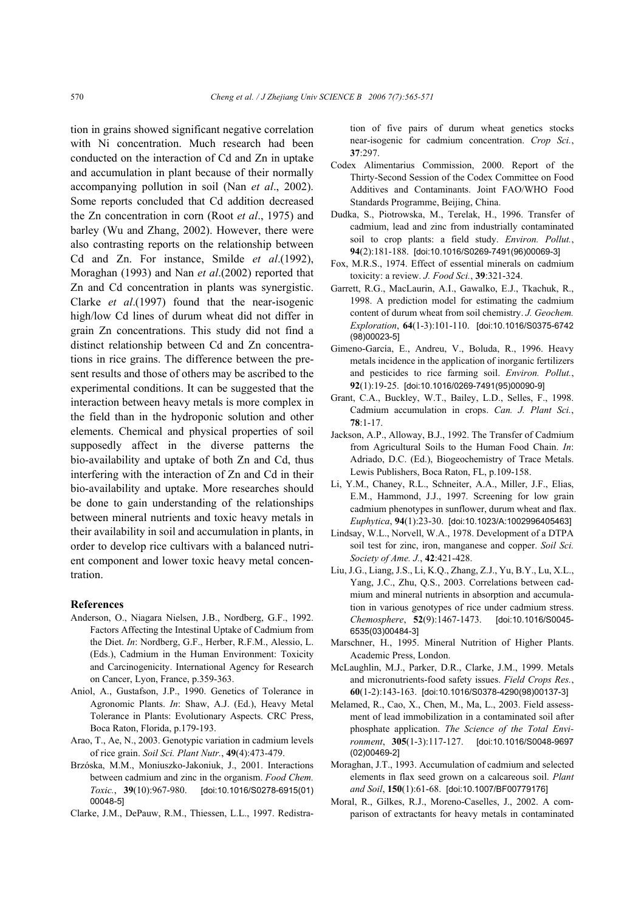tion in grains showed significant negative correlation with Ni concentration. Much research had been conducted on the interaction of Cd and Zn in uptake and accumulation in plant because of their normally accompanying pollution in soil (Nan *et al*., 2002). Some reports concluded that Cd addition decreased the Zn concentration in corn (Root *et al*., 1975) and barley (Wu and Zhang, 2002). However, there were also contrasting reports on the relationship between Cd and Zn. For instance, Smilde *et al*.(1992), Moraghan (1993) and Nan *et al*.(2002) reported that Zn and Cd concentration in plants was synergistic. Clarke *et al*.(1997) found that the near-isogenic high/low Cd lines of durum wheat did not differ in grain Zn concentrations. This study did not find a distinct relationship between Cd and Zn concentrations in rice grains. The difference between the present results and those of others may be ascribed to the experimental conditions. It can be suggested that the interaction between heavy metals is more complex in the field than in the hydroponic solution and other elements. Chemical and physical properties of soil supposedly affect in the diverse patterns the bio-availability and uptake of both Zn and Cd, thus interfering with the interaction of Zn and Cd in their bio-availability and uptake. More researches should be done to gain understanding of the relationships between mineral nutrients and toxic heavy metals in their availability in soil and accumulation in plants, in order to develop rice cultivars with a balanced nutrient component and lower toxic heavy metal concentration.

## References

Anderson, O., Niagara Nielsen, J.B., Nordberg, G.F., 1992. Factors Affecting the Intestinal Uptake of Cadmium from the Diet. *In*: Nordberg, G.F., Herber, R.F.M., Alessio, L. (Eds.), Cadmium in the Human Environment: Toxicity and Carcinogenicity. International Agency for Research on Cancer, Lyon, France, p.359-363.

Aniol, A., Gustafson, J.P., 1990. Genetics of Tolerance in Agronomic Plants. *In*: Shaw, A.J. (Ed.), Heavy Metal Tolerance in Plants: Evolutionary Aspects. CRC Press, Boca Raton, Florida, p.179-193.

Arao, T., Ae, N., 2003. Genotypic variation in cadmium levels of rice grain. *Soil Sci. Plant Nutr.*, **49**(4):473-479.

Brzóska, M.M., Moniuszko-Jakoniuk, J., 2001. Interactions between cadmium and zinc in the organism. *Food Chem. Toxic.*, **39**(10):967-980. [doi:10.1016/S0278-6915(01)00048-5]

Clarke, J.M., DePauw, R.M., Thiessen, L.L., 1997. Redistribution of five pairs of durum wheat genetics stocks near-isogenic for cadmium concentration. *Crop Sci.*, **37**:297.

Codex Alimentarius Commission, 2000. Report of the Thirty-Second Session of the Codex Committee on Food Additives and Contaminants. Joint FAO/WHO Food Standards Programme, Beijing, China.

Dudka, S., Piotrowska, M., Terelak, H., 1996. Transfer of cadmium, lead and zinc from industrially contaminated soil to crop plants: a field study. *Environ. Pollut.*, **94**(2):181-188. [doi:10.1016/S0269-7491(96)00069-3]

Fox, M.R.S., 1974. Effect of essential minerals on cadmium toxicity: a review. *J. Food Sci.*, **39**:321-324.

Garrett, R.G., MacLaurin, A.I., Gawalko, E.J., Tkachuk, R., 1998. A prediction model for estimating the cadmium content of durum wheat from soil chemistry. *J. Geochem. Exploration*, **64**(1-3):101-110. [doi:10.1016/S0375-6742(98)00023-5]

Gimeno-García, E., Andreu, V., Boluda, R., 1996. Heavy metals incidence in the application of inorganic fertilizers and pesticides to rice farming soil. *Environ. Pollut.*, **92**(1):19-25. [doi:10.1016/0269-7491(95)00090-9]

Grant, C.A., Buckley, W.T., Bailey, L.D., Selles, F., 1998. Cadmium accumulation in crops. *Can. J. Plant Sci.*, **78**:1-17.

Jackson, A.P., Alloway, B.J., 1992. The Transfer of Cadmium from Agricultural Soils to the Human Food Chain. *In*: Adriado, D.C. (Ed.), Biogeochemistry of Trace Metals. Lewis Publishers, Boca Raton, FL, p.109-158.

Li, Y.M., Chaney, R.L., Schneiter, A.A., Miller, J.F., Elias, E.M., Hammond, J.J., 1997. Screening for low grain cadmium phenotypes in sunflower, durum wheat and flax. *Euphytica*, **94**(1):23-30. [doi:10.1023/A:1002996405463]

Lindsay, W.L., Norvell, W.A., 1978. Development of a DTPA soil test for zinc, iron, manganese and copper. *Soil Sci. Society of Ame. J.*, **42**:421-428.

Liu, J.G., Liang, J.S., Li, K.Q., Zhang, Z.J., Yu, B.Y., Lu, X.L., Yang, J.C., Zhu, Q.S., 2003. Correlations between cadmium and mineral nutrients in absorption and accumulation in various genotypes of rice under cadmium stress. *Chemosphere*, **52**(9):1467-1473. [doi:10.1016/S0045-6535(03)00484-3]

Marschner, H., 1995. Mineral Nutrition of Higher Plants. Academic Press, London.

McLaughlin, M.J., Parker, D.R., Clarke, J.M., 1999. Metals and micronutrients-food safety issues. *Field Crops Res.*, **60**(1-2):143-163. [doi:10.1016/S0378-4290(98)00137-3]

Melamed, R., Cao, X., Chen, M., Ma, L., 2003. Field assessment of lead immobilization in a contaminated soil after phosphate application. *The Science of the Total Environment*, **305**(1-3):117-127. [doi:10.1016/S0048-9697(02)00469-2]

Moraghan, J.T., 1993. Accumulation of cadmium and selected elements in flax seed grown on a calcareous soil. *Plant and Soil*, **150**(1):61-68. [doi:10.1007/BF00779176]

Moral, R., Gilkes, R.J., Moreno-Caselles, J., 2002. A comparison of extractants for heavy metals in contaminated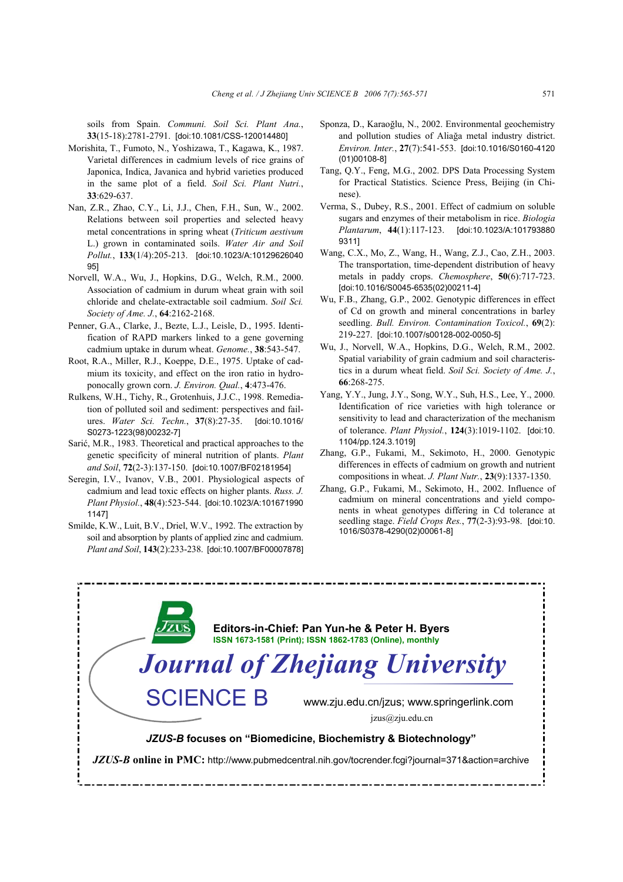soils from Spain. *Communi. Soil Sci. Plant Ana.*, **33**(15-18):2781-2791. [doi:10.1081/CSS-120014480]

Morishita, T., Fumoto, N., Yoshizawa, T., Kagawa, K., 1987. Varietal differences in cadmium levels of rice grains of Japonica, Indica, Javanica and hybrid varieties produced in the same plot of a field. *Soil Sci. Plant Nutri.*, **33**:629-637.

Nan, Z.R., Zhao, C.Y., Li, J.J., Chen, F.H., Sun, W., 2002. Relations between soil properties and selected heavy metal concentrations in spring wheat (*Triticum aestivum* L.) grown in contaminated soils. *Water Air and Soil Pollut.*, **133**(1/4):205-213. [doi:10.1023/A:1012962604095]

Norvell, W.A., Wu, J., Hopkins, D.G., Welch, R.M., 2000. Association of cadmium in durum wheat grain with soil chloride and chelate-extractable soil cadmium. *Soil Sci. Society of Ame. J.*, **64**:2162-2168.

Penner, G.A., Clarke, J., Bezte, L.J., Leisle, D., 1995. Identification of RAPD markers linked to a gene governing cadmium uptake in durum wheat. *Genome.*, **38**:543-547.

Root, R.A., Miller, R.J., Koeppe, D.E., 1975. Uptake of cadmium its toxicity, and effect on the iron ratio in hydroponically grown corn. *J. Environ. Qual.*, **4**:473-476.

Rulkens, W.H., Tichy, R., Grotenhuis, J.J.C., 1998. Remediation of polluted soil and sediment: perspectives and failures. *Water Sci. Techn.*, **37**(8):27-35. [doi:10.1016/S0273-1223(98)00232-7]

Sarić, M.R., 1983. Theoretical and practical approaches to the genetic specificity of mineral nutrition of plants. *Plant and Soil*, **72**(2-3):137-150. [doi:10.1007/BF02181954]

Seregin, I.V., Ivanov, V.B., 2001. Physiological aspects of cadmium and lead toxic effects on higher plants. *Russ. J. Plant Physiol.*, **48**(4):523-544. [doi:10.1023/A:1016719901147]

Smilde, K.W., Luit, B.V., Driel, W.V., 1992. The extraction by soil and absorption by plants of applied zinc and cadmium. *Plant and Soil*, **143**(2):233-238. [doi:10.1007/BF00007878]

Sponza, D., Karaoğlu, N., 2002. Environmental geochemistry and pollution studies of Aliağa metal industry district. *Environ. Inter.*, **27**(7):541-553. [doi:10.1016/S0160-4120(01)00108-8]

Tang, Q.Y., Feng, M.G., 2002. DPS Data Processing System for Practical Statistics. Science Press, Beijing (in Chinese).

Verma, S., Dubey, R.S., 2001. Effect of cadmium on soluble sugars and enzymes of their metabolism in rice. *Biologia Plantarum*, **44**(1):117-123. [doi:10.1023/A:1017938809311]

Wang, C.X., Mo, Z., Wang, H., Wang, Z.J., Cao, Z.H., 2003. The transportation, time-dependent distribution of heavy metals in paddy crops. *Chemosphere*, **50**(6):717-723. [doi:10.1016/S0045-6535(02)00211-4]

Wu, F.B., Zhang, G.P., 2002. Genotypic differences in effect of Cd on growth and mineral concentrations in barley seedling. *Bull. Environ. Contamination Toxicol.*, **69**(2): 219-227. [doi:10.1007/s00128-002-0050-5]

Wu, J., Norvell, W.A., Hopkins, D.G., Welch, R.M., 2002. Spatial variability of grain cadmium and soil characteristics in a durum wheat field. *Soil Sci. Society of Ame. J.*, **66**:268-275.

Yang, Y.Y., Jung, J.Y., Song, W.Y., Suh, H.S., Lee, Y., 2000. Identification of rice varieties with high tolerance or sensitivity to lead and characterization of the mechanism of tolerance. *Plant Physiol.*, **124**(3):1019-1102. [doi:10.1104/pp.124.3.1019]

Zhang, G.P., Fukami, M., Sekimoto, H., 2000. Genotypic differences in effects of cadmium on growth and nutrient compositions in wheat. *J. Plant Nutr.*, **23**(9):1337-1350.

Zhang, G.P., Fukami, M., Sekimoto, H., 2002. Influence of cadmium on mineral concentrations and yield components in wheat genotypes differing in Cd tolerance at seedling stage. *Field Crops Res.*, **77**(2-3):93-98. [doi:10.1016/S0378-4290(02)00061-8]

---

**Editors-in-Chief: Pan Yun-he & Peter H. Byers**
**ISSN 1673-1581 (Print); ISSN 1862-1783 (Online), monthly**

# *Journal of Zhejiang University* SCIENCE B

www.zju.edu.cn/jzus; www.springerlink.com

jzus@zju.edu.cn

***JZUS-B*** **focuses on "Biomedicine, Biochemistry & Biotechnology"**

***JZUS-B*** **online in PMC:** http://www.pubmedcentral.nih.gov/tocrender.fcgi?journal=371&action=archive